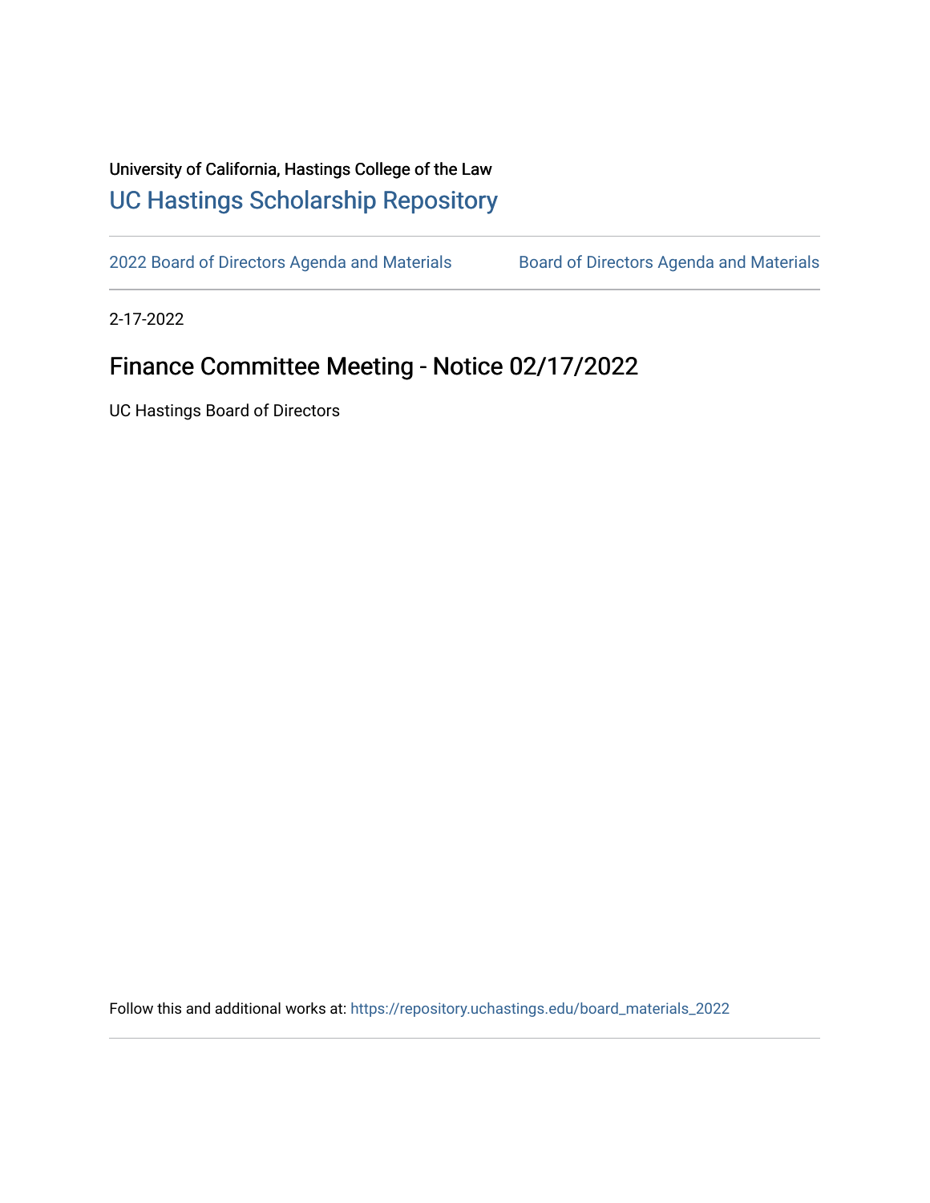University of California, Hastings College of the Law

UC Hastings Scholarship Repository

2022 Board of Directors Agenda and Materials | Board of Directors Agenda and Materials

2-17-2022

# Finance Committee Meeting - Notice 02/17/2022

UC Hastings Board of Directors

Follow this and additional works at: https://repository.uchastings.edu/board_materials_2022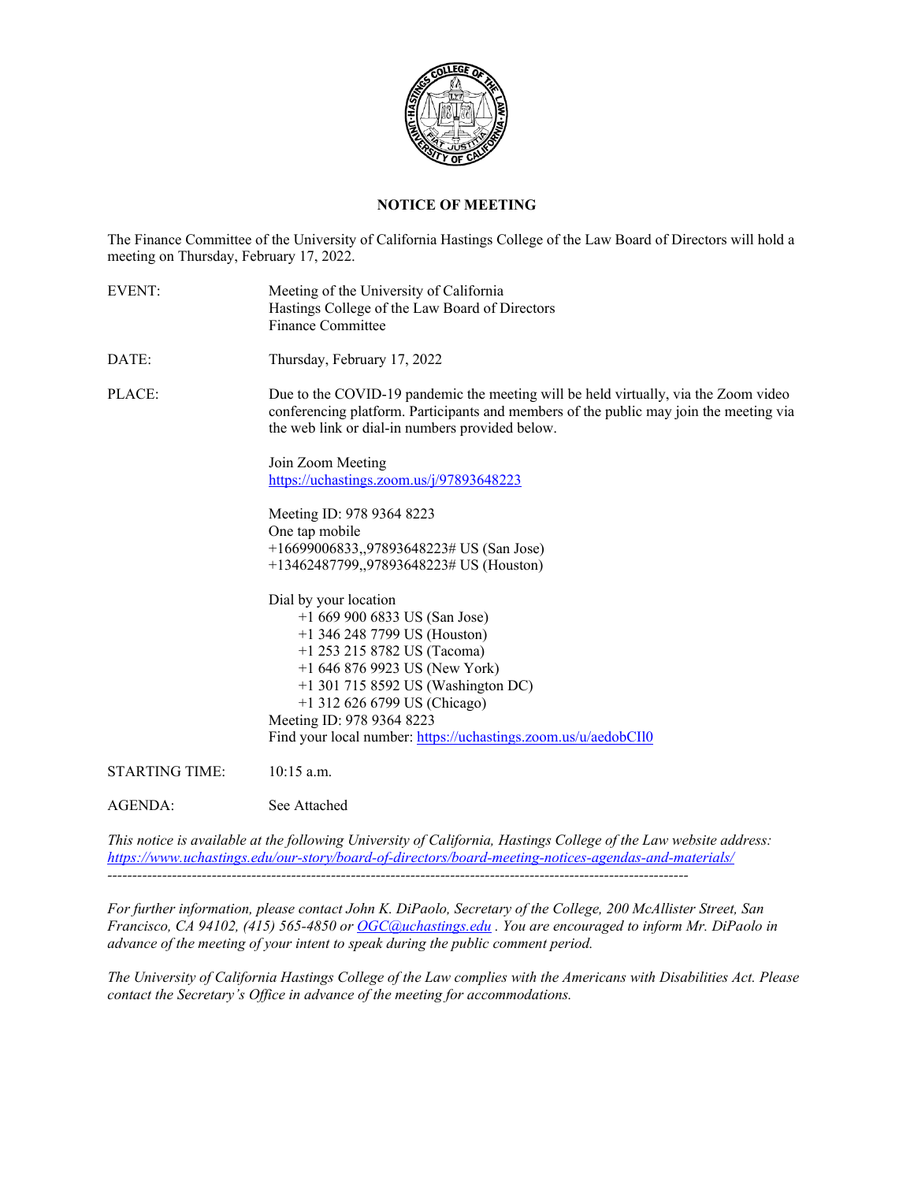## NOTICE OF MEETING

The Finance Committee of the University of California Hastings College of the Law Board of Directors will hold a meeting on Thursday, February 17, 2022.

| | |
|---|---|
| EVENT: | Meeting of the University of California Hastings College of the Law Board of Directors Finance Committee |
| DATE: | Thursday, February 17, 2022 |
| PLACE: | Due to the COVID-19 pandemic the meeting will be held virtually, via the Zoom video conferencing platform. Participants and members of the public may join the meeting via the web link or dial-in numbers provided below. |

Join Zoom Meeting
https://uchastings.zoom.us/j/97893648223

Meeting ID: 978 9364 8223
One tap mobile
+16699006833,,97893648223# US (San Jose)
+13462487799,,97893648223# US (Houston)

Dial by your location
+1 669 900 6833 US (San Jose)
+1 346 248 7799 US (Houston)
+1 253 215 8782 US (Tacoma)
+1 646 876 9923 US (New York)
+1 301 715 8592 US (Washington DC)
+1 312 626 6799 US (Chicago)
Meeting ID: 978 9364 8223
Find your local number: https://uchastings.zoom.us/u/aedobCIl0

| | |
|---|---|
| STARTING TIME: | 10:15 a.m. |
| AGENDA: | See Attached |

*This notice is available at the following University of California, Hastings College of the Law website address: https://www.uchastings.edu/our-story/board-of-directors/board-meeting-notices-agendas-and-materials/*

---

*For further information, please contact John K. DiPaolo, Secretary of the College, 200 McAllister Street, San Francisco, CA 94102, (415) 565-4850 or OGC@uchastings.edu . You are encouraged to inform Mr. DiPaolo in advance of the meeting of your intent to speak during the public comment period.*

*The University of California Hastings College of the Law complies with the Americans with Disabilities Act. Please contact the Secretary's Office in advance of the meeting for accommodations.*